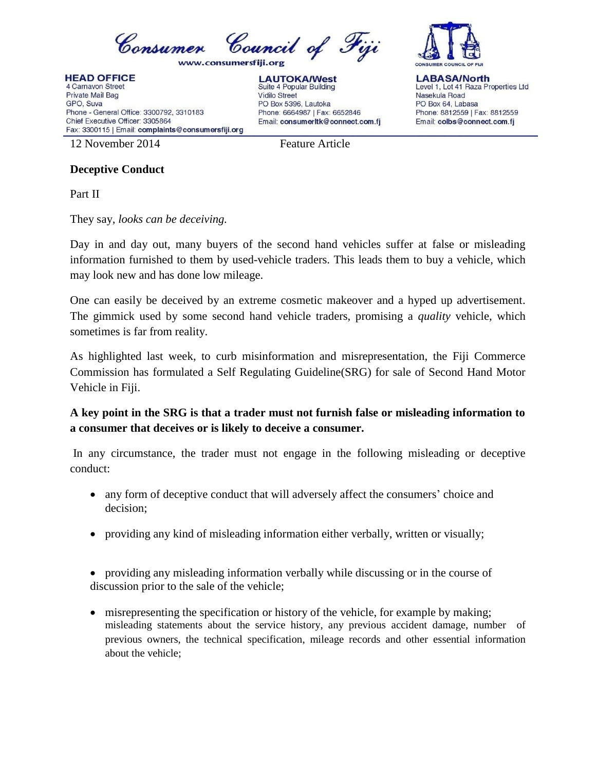Consumer Council of Fiji

www.consumersfiji.org

**HEAD OFFICE**
4 Carnavon Street
Private Mail Bag
GPO, Suva
Phone - General Office: 3300792, 3310183
Chief Executive Officer: 3305864
Fax: 3300115 | Email: **complaints@consumersfiji.org**

**LAUTOKA/West**
Suite 4 Popular Building
Vidilo Street
PO Box 5396, Lautoka
Phone: 6664987 | Fax: 6652846
Email: **consumerltk@connect.com.fj**

**LABASA/North**
Level 1, Lot 41 Raza Properties Ltd
Nasekula Road
PO Box 64, Labasa
Phone: 8812559 | Fax: 8812559
Email: **colbs@connect.com.fj**

12 November 2014 Feature Article

**Deceptive Conduct**

Part II

They say, *looks can be deceiving.*

Day in and day out, many buyers of the second hand vehicles suffer at false or misleading information furnished to them by used-vehicle traders. This leads them to buy a vehicle, which may look new and has done low mileage.

One can easily be deceived by an extreme cosmetic makeover and a hyped up advertisement. The gimmick used by some second hand vehicle traders, promising a *quality* vehicle, which sometimes is far from reality.

As highlighted last week, to curb misinformation and misrepresentation, the Fiji Commerce Commission has formulated a Self Regulating Guideline(SRG) for sale of Second Hand Motor Vehicle in Fiji.

**A key point in the SRG is that a trader must not furnish false or misleading information to a consumer that deceives or is likely to deceive a consumer.**

In any circumstance, the trader must not engage in the following misleading or deceptive conduct:

- any form of deceptive conduct that will adversely affect the consumers' choice and decision;
- providing any kind of misleading information either verbally, written or visually;
- providing any misleading information verbally while discussing or in the course of discussion prior to the sale of the vehicle;
- misrepresenting the specification or history of the vehicle, for example by making; misleading statements about the service history, any previous accident damage, number of previous owners, the technical specification, mileage records and other essential information about the vehicle;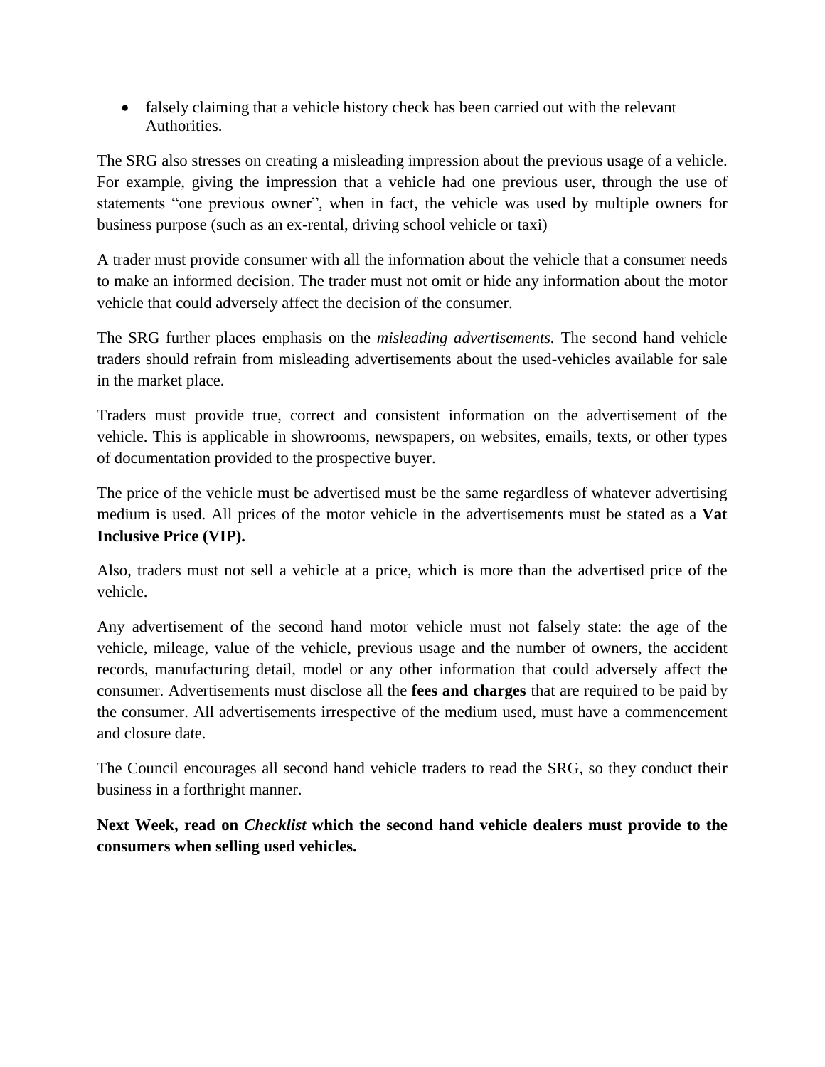- falsely claiming that a vehicle history check has been carried out with the relevant Authorities.

The SRG also stresses on creating a misleading impression about the previous usage of a vehicle. For example, giving the impression that a vehicle had one previous user, through the use of statements "one previous owner", when in fact, the vehicle was used by multiple owners for business purpose (such as an ex-rental, driving school vehicle or taxi)

A trader must provide consumer with all the information about the vehicle that a consumer needs to make an informed decision. The trader must not omit or hide any information about the motor vehicle that could adversely affect the decision of the consumer.

The SRG further places emphasis on the *misleading advertisements.* The second hand vehicle traders should refrain from misleading advertisements about the used-vehicles available for sale in the market place.

Traders must provide true, correct and consistent information on the advertisement of the vehicle. This is applicable in showrooms, newspapers, on websites, emails, texts, or other types of documentation provided to the prospective buyer.

The price of the vehicle must be advertised must be the same regardless of whatever advertising medium is used. All prices of the motor vehicle in the advertisements must be stated as a **Vat Inclusive Price (VIP).**

Also, traders must not sell a vehicle at a price, which is more than the advertised price of the vehicle.

Any advertisement of the second hand motor vehicle must not falsely state: the age of the vehicle, mileage, value of the vehicle, previous usage and the number of owners, the accident records, manufacturing detail, model or any other information that could adversely affect the consumer. Advertisements must disclose all the **fees and charges** that are required to be paid by the consumer. All advertisements irrespective of the medium used, must have a commencement and closure date.

The Council encourages all second hand vehicle traders to read the SRG, so they conduct their business in a forthright manner.

**Next Week, read on *Checklist* which the second hand vehicle dealers must provide to the consumers when selling used vehicles.**